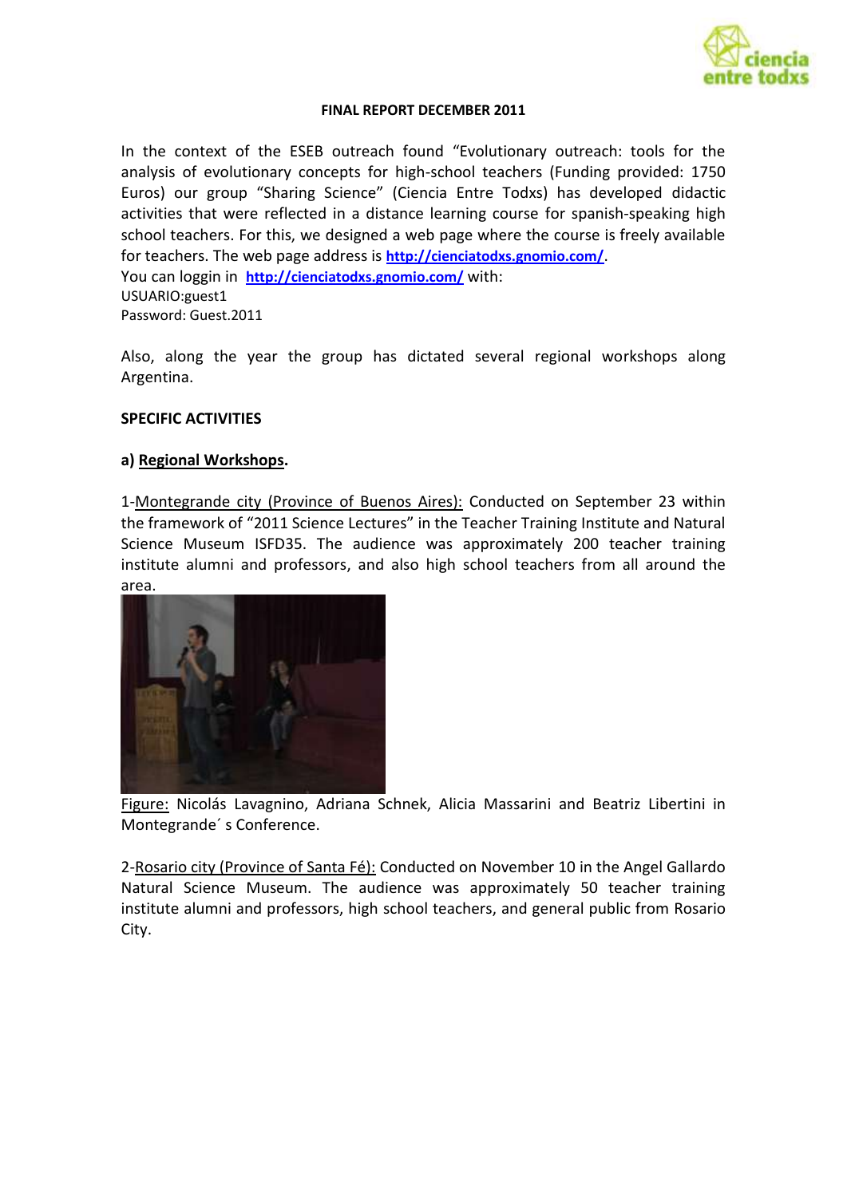**FINAL REPORT DECEMBER 2011**

In the context of the ESEB outreach found "Evolutionary outreach: tools for the analysis of evolutionary concepts for high-school teachers (Funding provided: 1750 Euros) our group "Sharing Science" (Ciencia Entre Todxs) has developed didactic activities that were reflected in a distance learning course for spanish-speaking high school teachers. For this, we designed a web page where the course is freely available for teachers. The web page address is **http://cienciatodxs.gnomio.com/**.
You can loggin in **http://cienciatodxs.gnomio.com/** with:
USUARIO:guest1
Password: Guest.2011

Also, along the year the group has dictated several regional workshops along Argentina.

**SPECIFIC ACTIVITIES**

**a) Regional Workshops.**

1-Montegrande city (Province of Buenos Aires): Conducted on September 23 within the framework of "2011 Science Lectures" in the Teacher Training Institute and Natural Science Museum ISFD35. The audience was approximately 200 teacher training institute alumni and professors, and also high school teachers from all around the area.

Figure: Nicolás Lavagnino, Adriana Schnek, Alicia Massarini and Beatriz Libertini in Montegrande´ s Conference.

2-Rosario city (Province of Santa Fé): Conducted on November 10 in the Angel Gallardo Natural Science Museum. The audience was approximately 50 teacher training institute alumni and professors, high school teachers, and general public from Rosario City.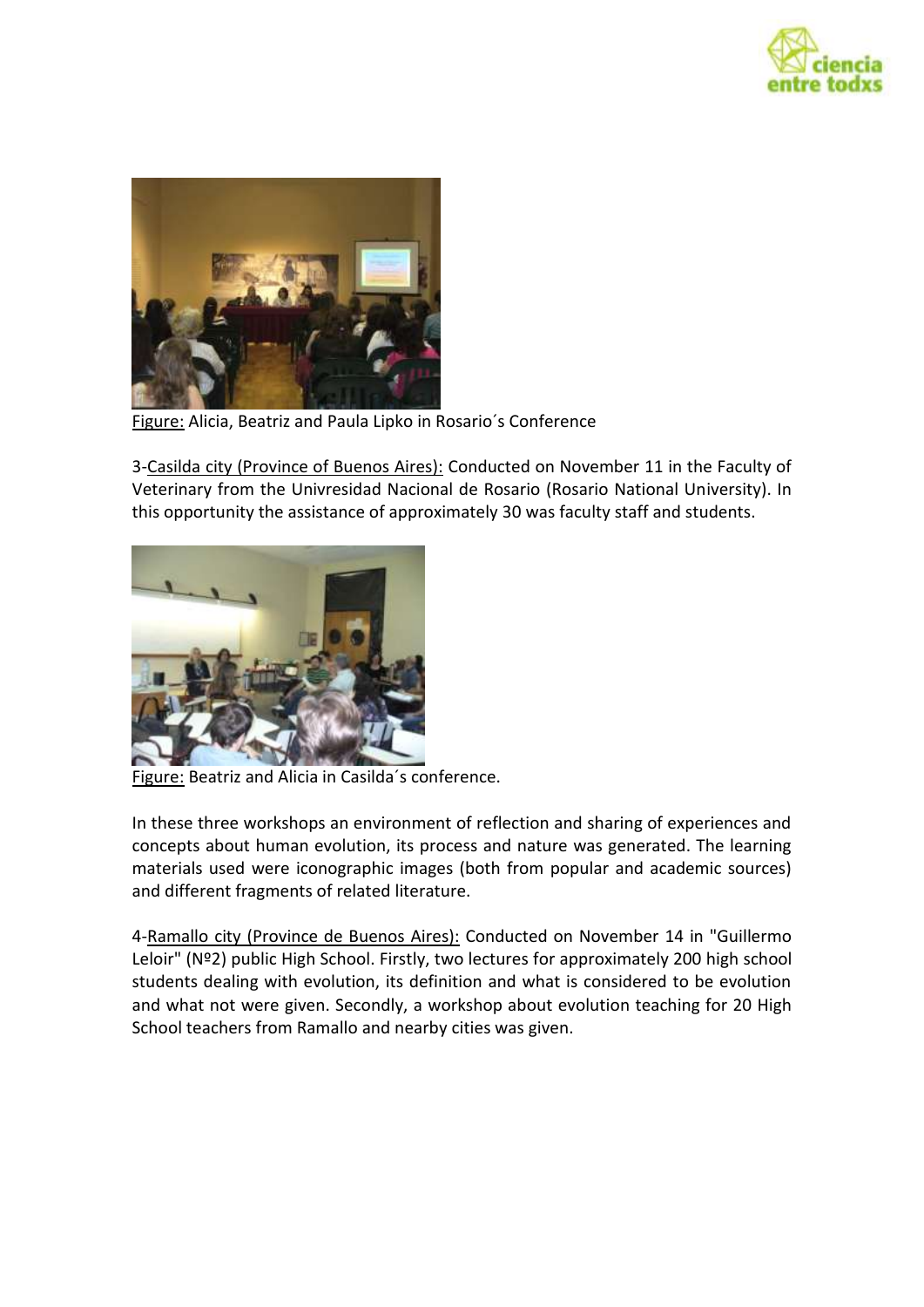Figure: Alicia, Beatriz and Paula Lipko in Rosario´s Conference

3-Casilda city (Province of Buenos Aires): Conducted on November 11 in the Faculty of Veterinary from the Univresidad Nacional de Rosario (Rosario National University). In this opportunity the assistance of approximately 30 was faculty staff and students.

Figure: Beatriz and Alicia in Casilda´s conference.

In these three workshops an environment of reflection and sharing of experiences and concepts about human evolution, its process and nature was generated. The learning materials used were iconographic images (both from popular and academic sources) and different fragments of related literature.

4-Ramallo city (Province de Buenos Aires): Conducted on November 14 in "Guillermo Leloir" (Nº2) public High School. Firstly, two lectures for approximately 200 high school students dealing with evolution, its definition and what is considered to be evolution and what not were given. Secondly, a workshop about evolution teaching for 20 High School teachers from Ramallo and nearby cities was given.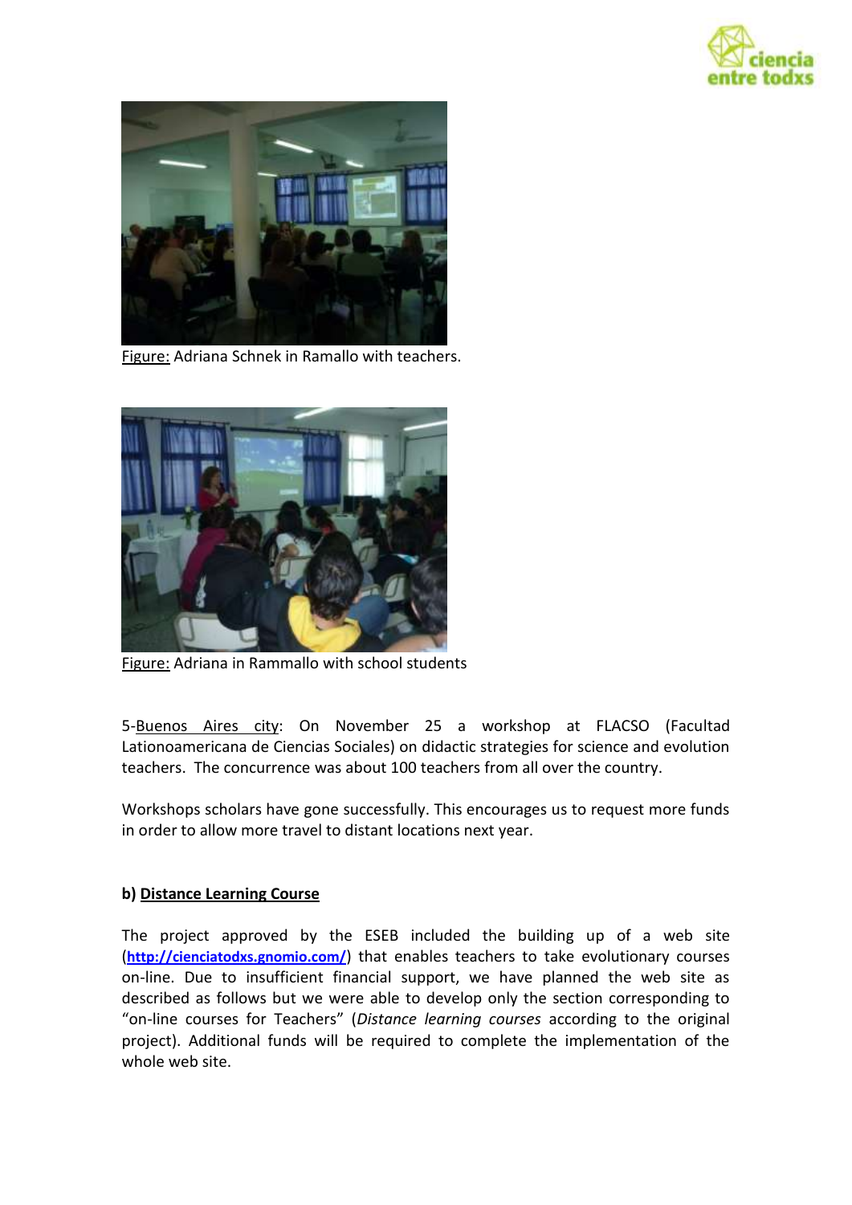Figure: Adriana Schnek in Ramallo with teachers.

Figure: Adriana in Rammallo with school students

5-Buenos Aires city: On November 25 a workshop at FLACSO (Facultad Lationoamericana de Ciencias Sociales) on didactic strategies for science and evolution teachers. The concurrence was about 100 teachers from all over the country.

Workshops scholars have gone successfully. This encourages us to request more funds in order to allow more travel to distant locations next year.

**b) Distance Learning Course**

The project approved by the ESEB included the building up of a web site (**http://cienciatodxs.gnomio.com/**) that enables teachers to take evolutionary courses on-line. Due to insufficient financial support, we have planned the web site as described as follows but we were able to develop only the section corresponding to "on-line courses for Teachers" (*Distance learning courses* according to the original project). Additional funds will be required to complete the implementation of the whole web site.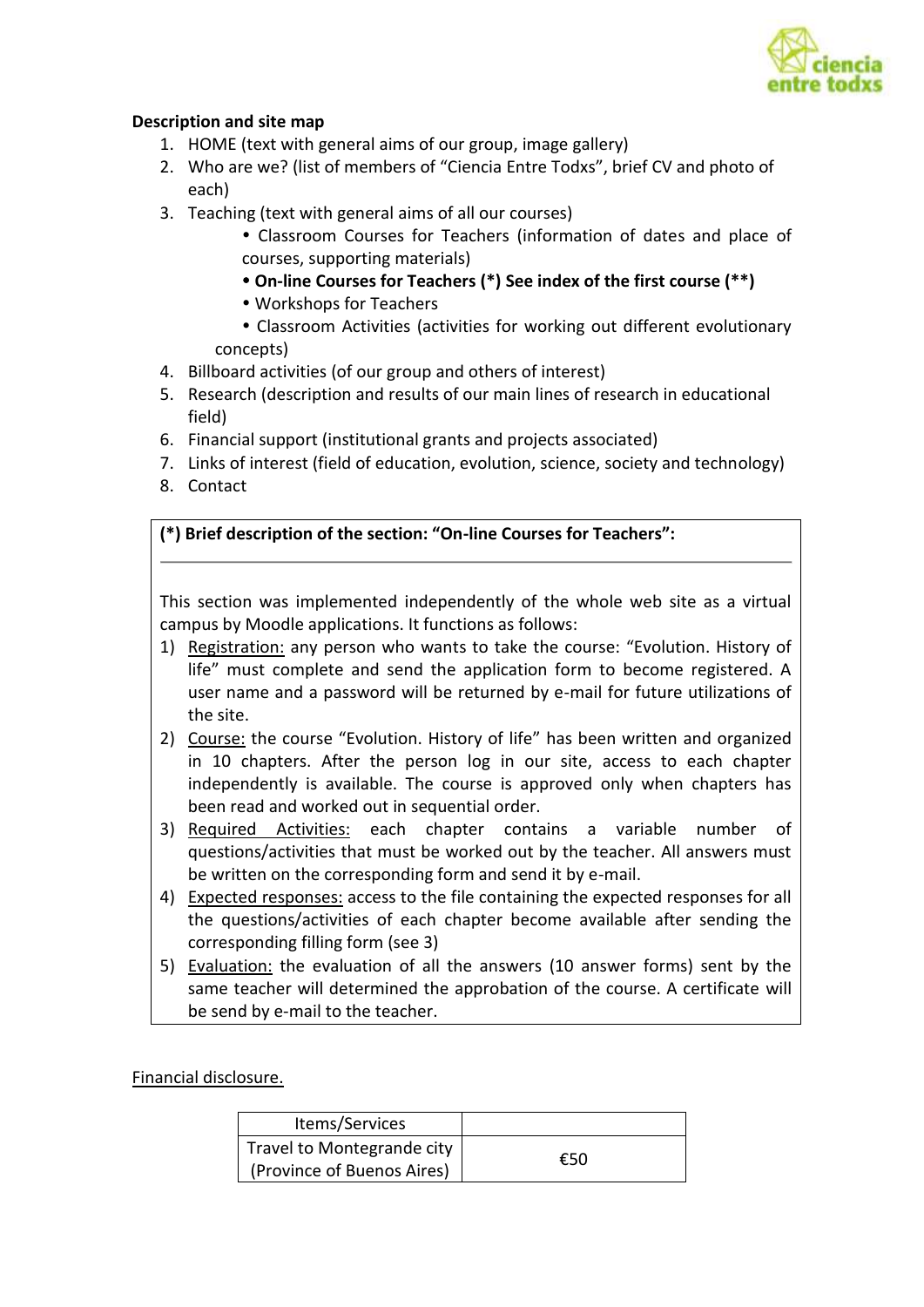**Description and site map**

1. HOME (text with general aims of our group, image gallery)
2. Who are we? (list of members of "Ciencia Entre Todxs", brief CV and photo of each)
3. Teaching (text with general aims of all our courses)
    - Classroom Courses for Teachers (information of dates and place of courses, supporting materials)
    - **On-line Courses for Teachers (*) See index of the first course (**)**
    - Workshops for Teachers
    - Classroom Activities (activities for working out different evolutionary concepts)
4. Billboard activities (of our group and others of interest)
5. Research (description and results of our main lines of research in educational field)
6. Financial support (institutional grants and projects associated)
7. Links of interest (field of education, evolution, science, society and technology)
8. Contact

**(*) Brief description of the section: "On-line Courses for Teachers":**

---

This section was implemented independently of the whole web site as a virtual campus by Moodle applications. It functions as follows:

1) Registration: any person who wants to take the course: "Evolution. History of life" must complete and send the application form to become registered. A user name and a password will be returned by e-mail for future utilizations of the site.
2) Course: the course "Evolution. History of life" has been written and organized in 10 chapters. After the person log in our site, access to each chapter independently is available. The course is approved only when chapters has been read and worked out in sequential order.
3) Required Activities: each chapter contains a variable number of questions/activities that must be worked out by the teacher. All answers must be written on the corresponding form and send it by e-mail.
4) Expected responses: access to the file containing the expected responses for all the questions/activities of each chapter become available after sending the corresponding filling form (see 3)
5) Evaluation: the evaluation of all the answers (10 answer forms) sent by the same teacher will determined the approbation of the course. A certificate will be send by e-mail to the teacher.

Financial disclosure.

| Items/Services | |
|---|---|
| Travel to Montegrande city (Province of Buenos Aires) | €50 |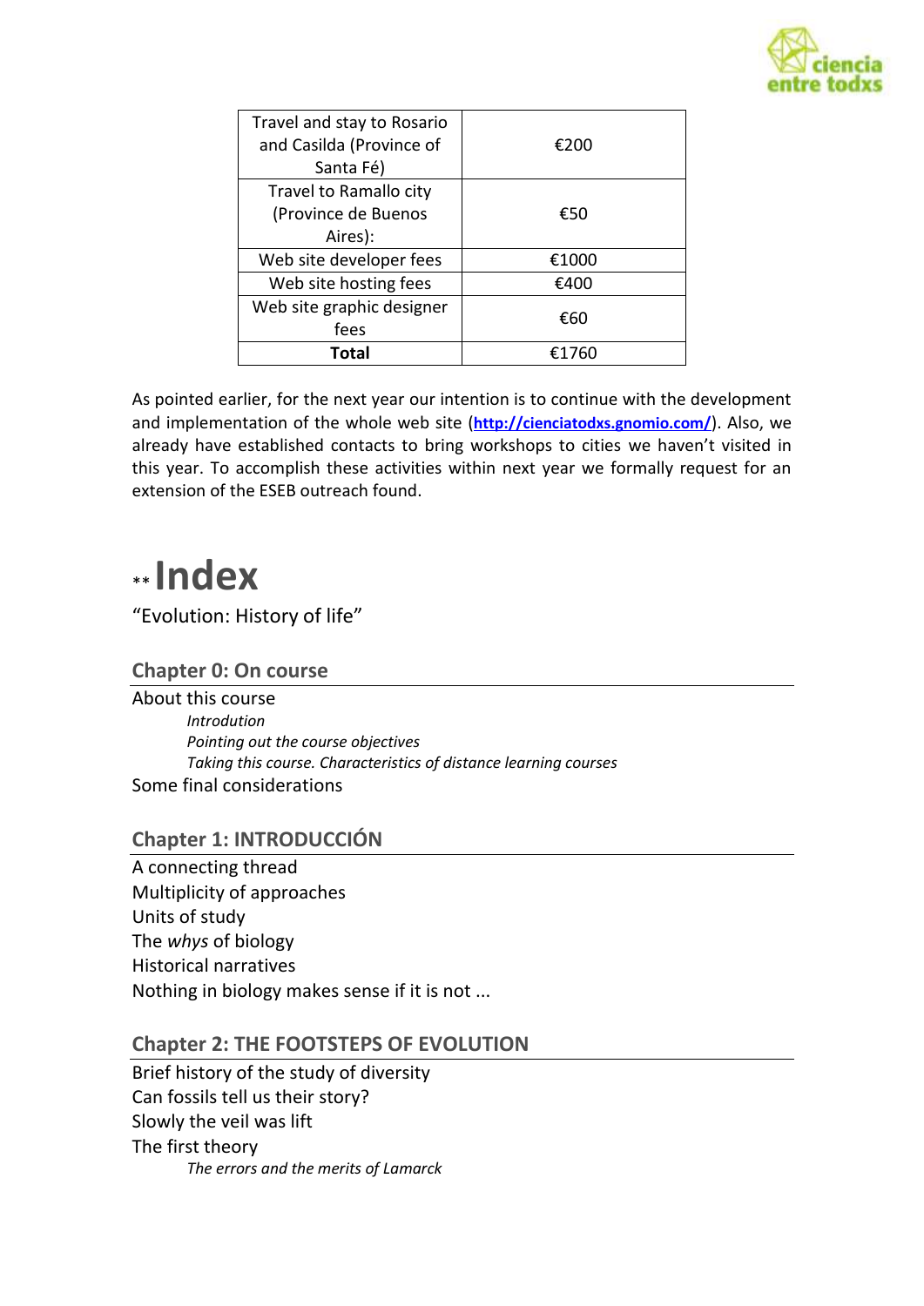| Travel and stay to Rosario and Casilda (Province of Santa Fé) | €200 |
|---|---|
| Travel to Ramallo city (Province de Buenos Aires): | €50 |
| Web site developer fees | €1000 |
| Web site hosting fees | €400 |
| Web site graphic designer fees | €60 |
| **Total** | €1760 |

As pointed earlier, for the next year our intention is to continue with the development and implementation of the whole web site (**http://cienciatodxs.gnomio.com/**). Also, we already have established contacts to bring workshops to cities we haven't visited in this year. To accomplish these activities within next year we formally request for an extension of the ESEB outreach found.

# ** Index

"Evolution: History of life"

## Chapter 0: On course

About this course

*Introdution*

*Pointing out the course objectives*

*Taking this course. Characteristics of distance learning courses*

Some final considerations

## Chapter 1: INTRODUCCIÓN

A connecting thread

Multiplicity of approaches

Units of study

The *whys* of biology

Historical narratives

Nothing in biology makes sense if it is not ...

## Chapter 2: THE FOOTSTEPS OF EVOLUTION

Brief history of the study of diversity

Can fossils tell us their story?

Slowly the veil was lift

The first theory

*The errors and the merits of Lamarck*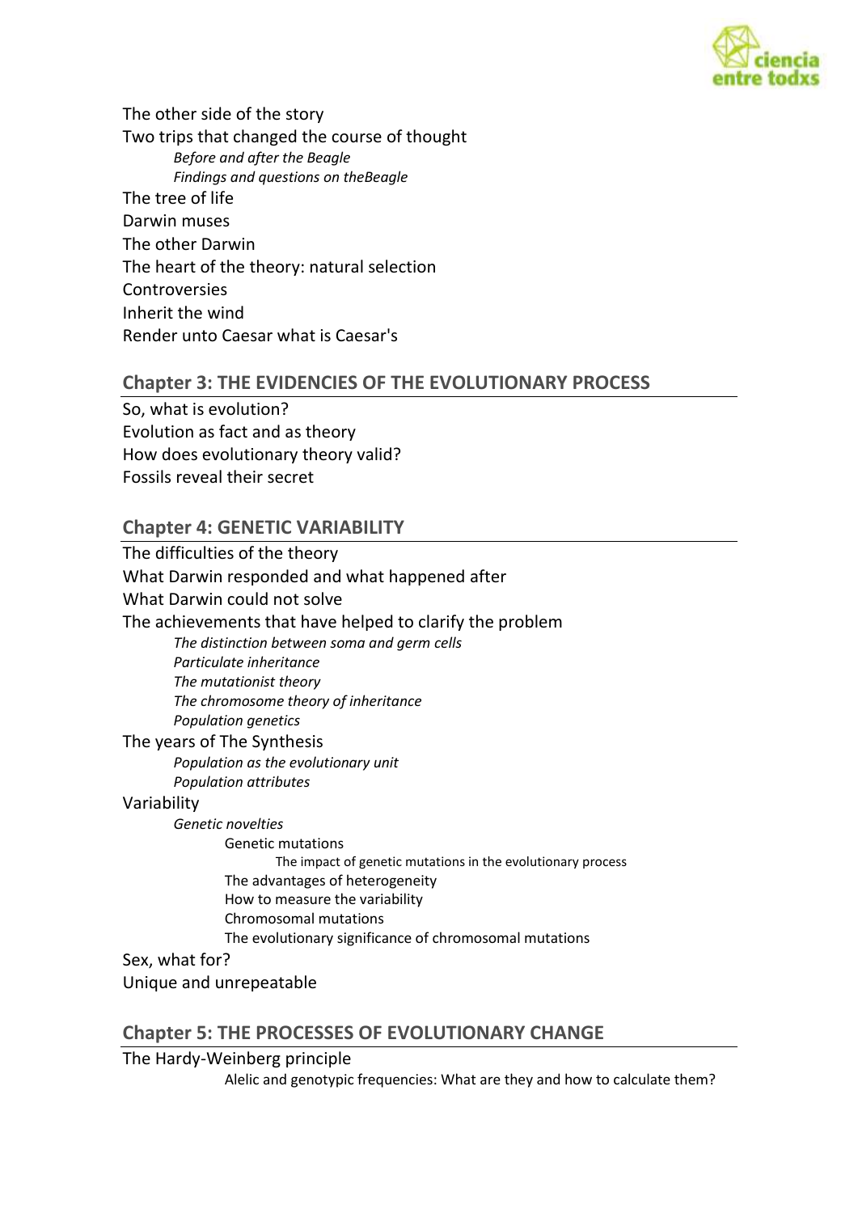The other side of the story

Two trips that changed the course of thought

*Before and after the Beagle*

*Findings and questions on theBeagle*

The tree of life

Darwin muses

The other Darwin

The heart of the theory: natural selection

Controversies

Inherit the wind

Render unto Caesar what is Caesar's

## Chapter 3: THE EVIDENCIES OF THE EVOLUTIONARY PROCESS

So, what is evolution?

Evolution as fact and as theory

How does evolutionary theory valid?

Fossils reveal their secret

## Chapter 4: GENETIC VARIABILITY

The difficulties of the theory

What Darwin responded and what happened after

What Darwin could not solve

The achievements that have helped to clarify the problem

*The distinction between soma and germ cells*

*Particulate inheritance*

*The mutationist theory*

*The chromosome theory of inheritance*

*Population genetics*

The years of The Synthesis

*Population as the evolutionary unit*

*Population attributes*

Variability

*Genetic novelties*

Genetic mutations

The impact of genetic mutations in the evolutionary process

The advantages of heterogeneity

How to measure the variability

Chromosomal mutations

The evolutionary significance of chromosomal mutations

Sex, what for?

Unique and unrepeatable

## Chapter 5: THE PROCESSES OF EVOLUTIONARY CHANGE

The Hardy-Weinberg principle

Alelic and genotypic frequencies: What are they and how to calculate them?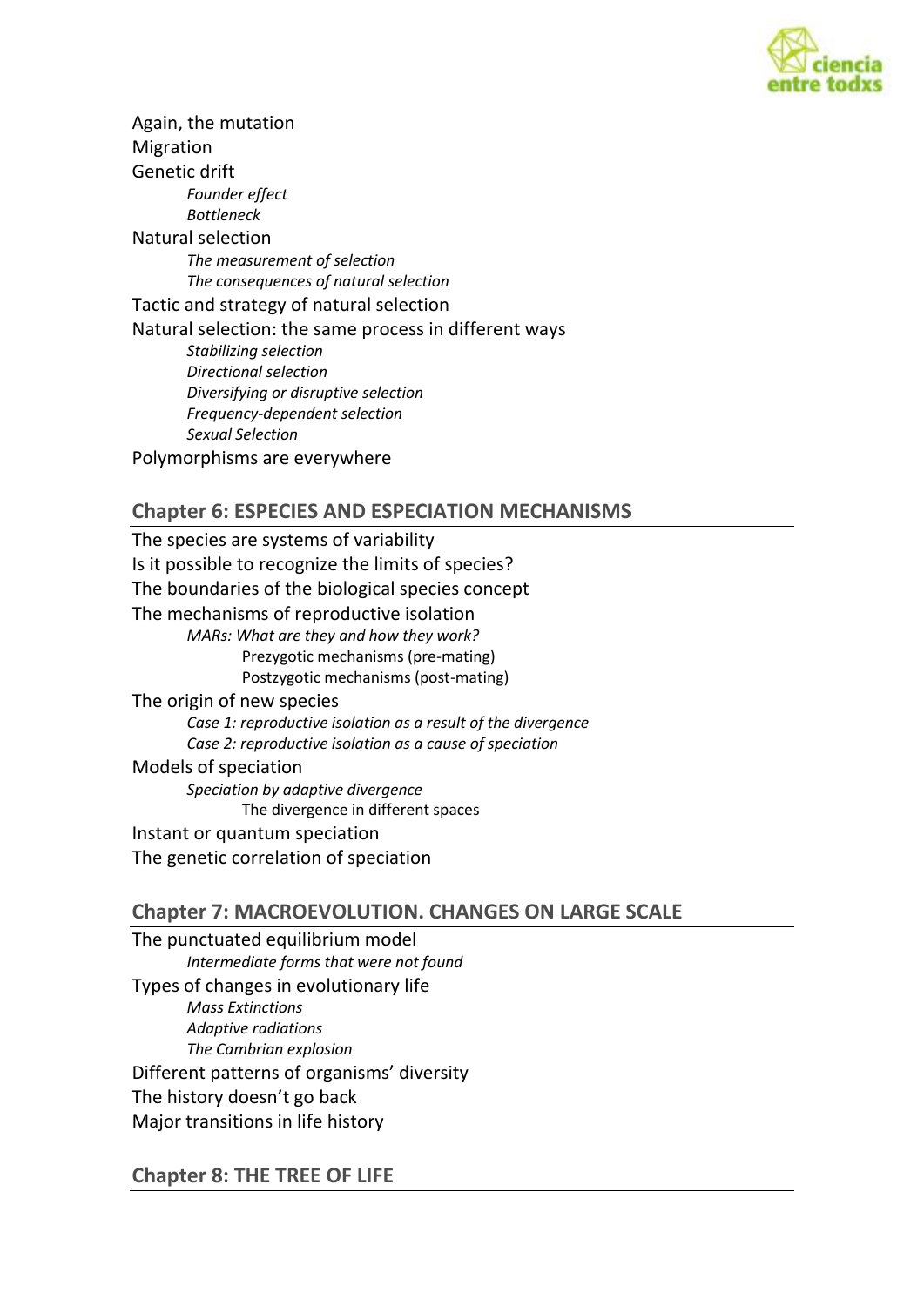Again, the mutation
Migration
Genetic drift
- *Founder effect*
- *Bottleneck*

Natural selection
- *The measurement of selection*
- *The consequences of natural selection*

Tactic and strategy of natural selection
Natural selection: the same process in different ways
- *Stabilizing selection*
- *Directional selection*
- *Diversifying or disruptive selection*
- *Frequency-dependent selection*
- *Sexual Selection*

Polymorphisms are everywhere

## Chapter 6: ESPECIES AND ESPECIATION MECHANISMS

The species are systems of variability
Is it possible to recognize the limits of species?
The boundaries of the biological species concept
The mechanisms of reproductive isolation
- *MARs: What are they and how they work?*
  - Prezygotic mechanisms (pre-mating)
  - Postzygotic mechanisms (post-mating)

The origin of new species
- *Case 1: reproductive isolation as a result of the divergence*
- *Case 2: reproductive isolation as a cause of speciation*

Models of speciation
- *Speciation by adaptive divergence*
  - The divergence in different spaces

Instant or quantum speciation
The genetic correlation of speciation

## Chapter 7: MACROEVOLUTION. CHANGES ON LARGE SCALE

The punctuated equilibrium model
- *Intermediate forms that were not found*

Types of changes in evolutionary life
- *Mass Extinctions*
- *Adaptive radiations*
- *The Cambrian explosion*

Different patterns of organisms' diversity
The history doesn't go back
Major transitions in life history

## Chapter 8: THE TREE OF LIFE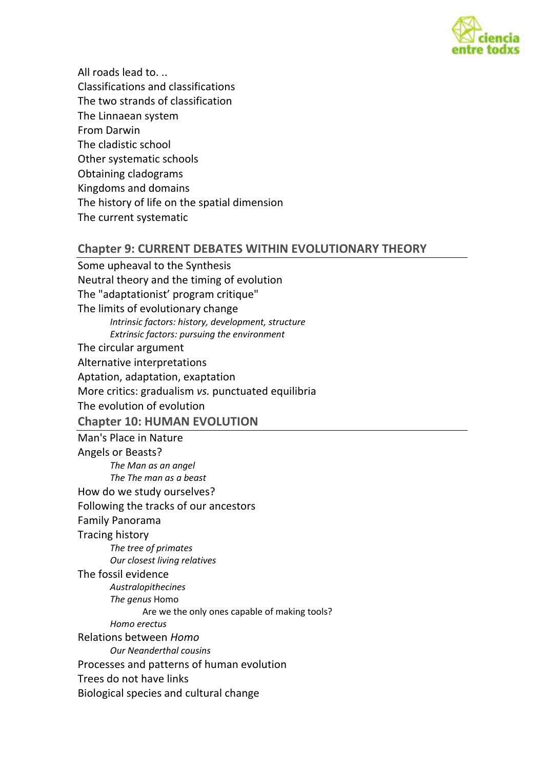All roads lead to. ..
Classifications and classifications
The two strands of classification
The Linnaean system
From Darwin
The cladistic school
Other systematic schools
Obtaining cladograms
Kingdoms and domains
The history of life on the spatial dimension
The current systematic

## Chapter 9: CURRENT DEBATES WITHIN EVOLUTIONARY THEORY

Some upheaval to the Synthesis
Neutral theory and the timing of evolution
The "adaptationist' program critique"
The limits of evolutionary change
- *Intrinsic factors: history, development, structure*
- *Extrinsic factors: pursuing the environment*

The circular argument
Alternative interpretations
Aptation, adaptation, exaptation
More critics: gradualism *vs.* punctuated equilibria
The evolution of evolution

## Chapter 10: HUMAN EVOLUTION

Man's Place in Nature
Angels or Beasts?
- *The Man as an angel*
- *The The man as a beast*

How do we study ourselves?
Following the tracks of our ancestors
Family Panorama
Tracing history
- *The tree of primates*
- *Our closest living relatives*

The fossil evidence
- *Australopithecines*
- *The genus* Homo
  - Are we the only ones capable of making tools?
- *Homo erectus*

Relations between *Homo*
- *Our Neanderthal cousins*

Processes and patterns of human evolution
Trees do not have links
Biological species and cultural change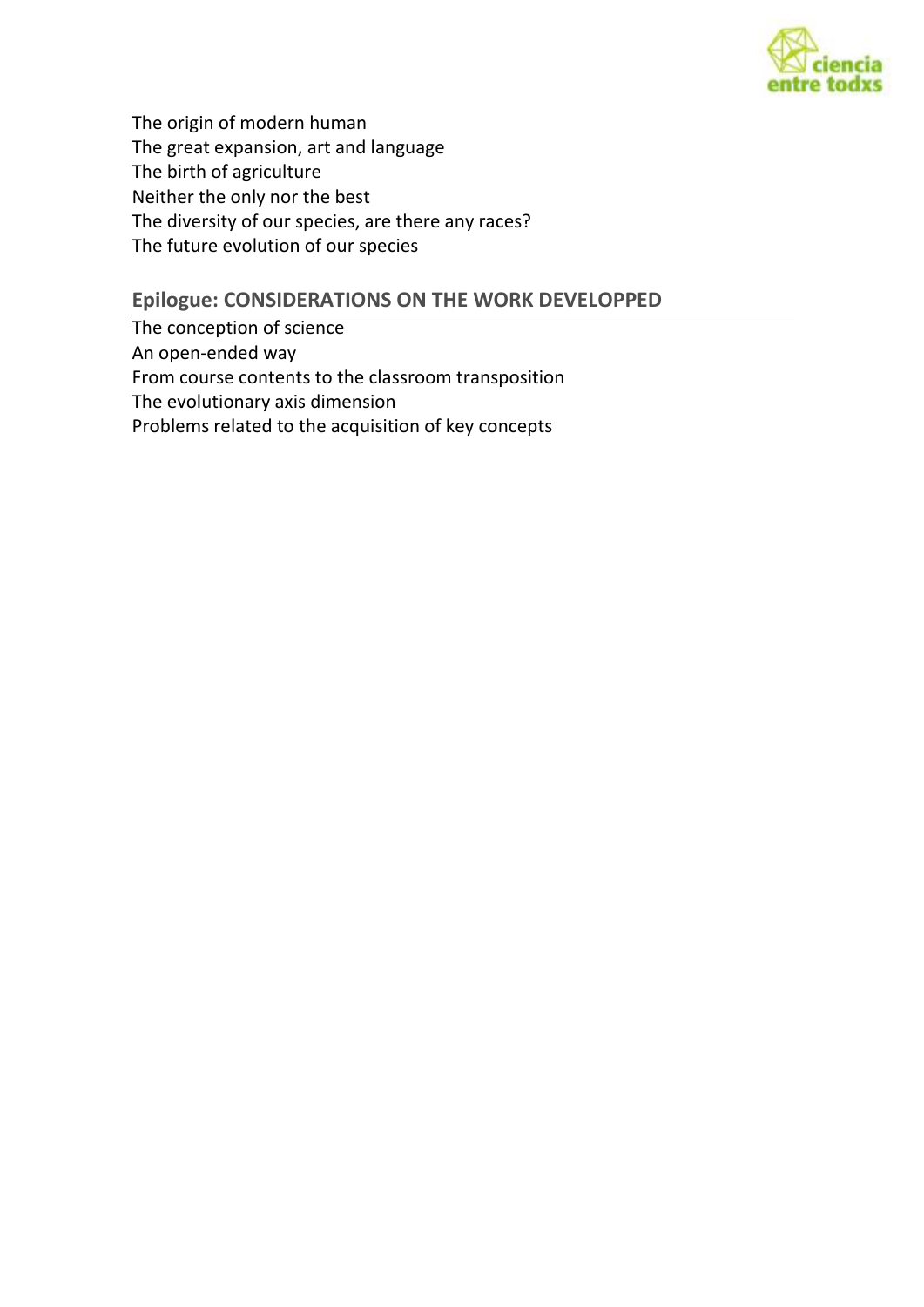The origin of modern human
The great expansion, art and language
The birth of agriculture
Neither the only nor the best
The diversity of our species, are there any races?
The future evolution of our species

## Epilogue: CONSIDERATIONS ON THE WORK DEVELOPPED

The conception of science
An open-ended way
From course contents to the classroom transposition
The evolutionary axis dimension
Problems related to the acquisition of key concepts